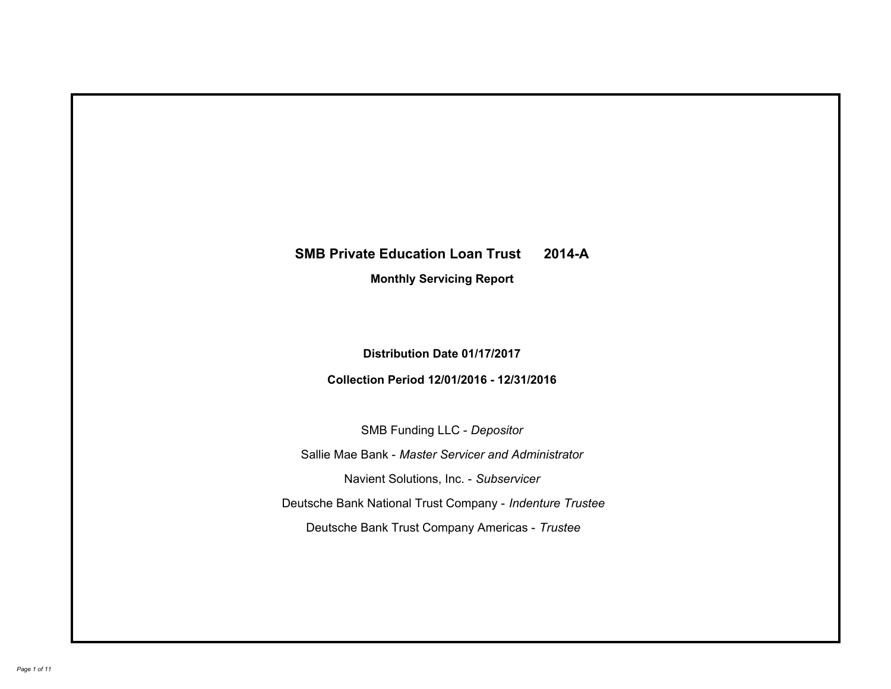# SMB Private Education Loan Trust 2014-A

## Monthly Servicing Report

**Distribution Date 01/17/2017**

**Collection Period 12/01/2016 - 12/31/2016**

SMB Funding LLC - *Depositor*

Sallie Mae Bank - *Master Servicer and Administrator*

Navient Solutions, Inc. - *Subservicer*

Deutsche Bank National Trust Company - *Indenture Trustee*

Deutsche Bank Trust Company Americas - *Trustee*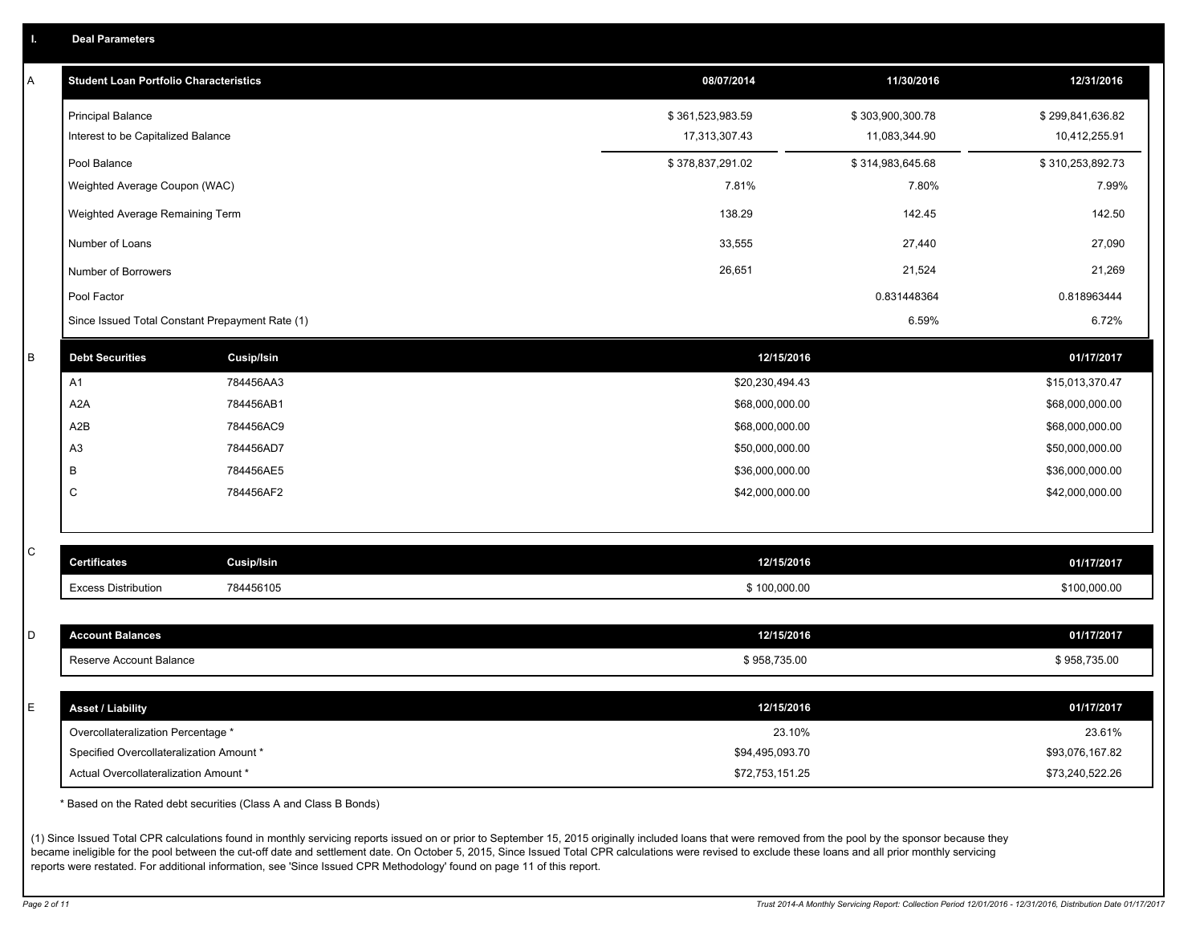## I. Deal Parameters

### A

| Student Loan Portfolio Characteristics | 08/07/2014 | 11/30/2016 | 12/31/2016 |
|---|---|---|---|
| Principal Balance | $ 361,523,983.59 | $ 303,900,300.78 | $ 299,841,636.82 |
| Interest to be Capitalized Balance | 17,313,307.43 | 11,083,344.90 | 10,412,255.91 |
| Pool Balance | $ 378,837,291.02 | $ 314,983,645.68 | $ 310,253,892.73 |
| Weighted Average Coupon (WAC) | 7.81% | 7.80% | 7.99% |
| Weighted Average Remaining Term | 138.29 | 142.45 | 142.50 |
| Number of Loans | 33,555 | 27,440 | 27,090 |
| Number of Borrowers | 26,651 | 21,524 | 21,269 |
| Pool Factor | | 0.831448364 | 0.818963444 |
| Since Issued Total Constant Prepayment Rate (1) | | 6.59% | 6.72% |

### B

| Debt Securities | Cusip/Isin | 12/15/2016 | 01/17/2017 |
|---|---|---|---|
| A1 | 784456AA3 | $20,230,494.43 | $15,013,370.47 |
| A2A | 784456AB1 | $68,000,000.00 | $68,000,000.00 |
| A2B | 784456AC9 | $68,000,000.00 | $68,000,000.00 |
| A3 | 784456AD7 | $50,000,000.00 | $50,000,000.00 |
| B | 784456AE5 | $36,000,000.00 | $36,000,000.00 |
| C | 784456AF2 | $42,000,000.00 | $42,000,000.00 |

### C

| Certificates | Cusip/Isin | 12/15/2016 | 01/17/2017 |
|---|---|---|---|
| Excess Distribution | 784456105 | $ 100,000.00 | $100,000.00 |

### D

| Account Balances | 12/15/2016 | 01/17/2017 |
|---|---|---|
| Reserve Account Balance | $ 958,735.00 | $ 958,735.00 |

### E

| Asset / Liability | 12/15/2016 | 01/17/2017 |
|---|---|---|
| Overcollateralization Percentage * | 23.10% | 23.61% |
| Specified Overcollateralization Amount * | $94,495,093.70 | $93,076,167.82 |
| Actual Overcollateralization Amount * | $72,753,151.25 | $73,240,522.26 |

* Based on the Rated debt securities (Class A and Class B Bonds)

(1) Since Issued Total CPR calculations found in monthly servicing reports issued on or prior to September 15, 2015 originally included loans that were removed from the pool by the sponsor because they became ineligible for the pool between the cut-off date and settlement date. On October 5, 2015, Since Issued Total CPR calculations were revised to exclude these loans and all prior monthly servicing reports were restated. For additional information, see 'Since Issued CPR Methodology' found on page 11 of this report.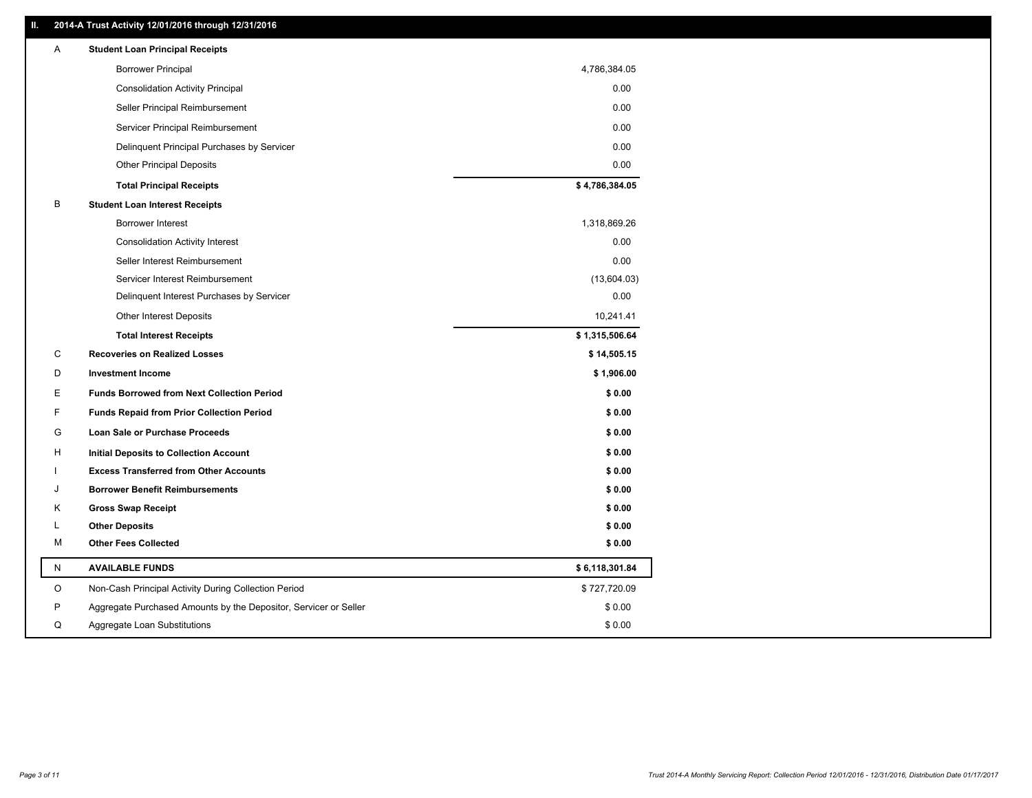## II. 2014-A Trust Activity 12/01/2016 through 12/31/2016

| | | |
|---|---|---|
| A | **Student Loan Principal Receipts** | |
| | Borrower Principal | 4,786,384.05 |
| | Consolidation Activity Principal | 0.00 |
| | Seller Principal Reimbursement | 0.00 |
| | Servicer Principal Reimbursement | 0.00 |
| | Delinquent Principal Purchases by Servicer | 0.00 |
| | Other Principal Deposits | 0.00 |
| | **Total Principal Receipts** | **$ 4,786,384.05** |
| B | **Student Loan Interest Receipts** | |
| | Borrower Interest | 1,318,869.26 |
| | Consolidation Activity Interest | 0.00 |
| | Seller Interest Reimbursement | 0.00 |
| | Servicer Interest Reimbursement | (13,604.03) |
| | Delinquent Interest Purchases by Servicer | 0.00 |
| | Other Interest Deposits | 10,241.41 |
| | **Total Interest Receipts** | **$ 1,315,506.64** |
| C | **Recoveries on Realized Losses** | **$ 14,505.15** |
| D | **Investment Income** | **$ 1,906.00** |
| E | **Funds Borrowed from Next Collection Period** | **$ 0.00** |
| F | **Funds Repaid from Prior Collection Period** | **$ 0.00** |
| G | **Loan Sale or Purchase Proceeds** | **$ 0.00** |
| H | **Initial Deposits to Collection Account** | **$ 0.00** |
| I | **Excess Transferred from Other Accounts** | **$ 0.00** |
| J | **Borrower Benefit Reimbursements** | **$ 0.00** |
| K | **Gross Swap Receipt** | **$ 0.00** |
| L | **Other Deposits** | **$ 0.00** |
| M | **Other Fees Collected** | **$ 0.00** |
| N | **AVAILABLE FUNDS** | **$ 6,118,301.84** |
| O | Non-Cash Principal Activity During Collection Period | $ 727,720.09 |
| P | Aggregate Purchased Amounts by the Depositor, Servicer or Seller | $ 0.00 |
| Q | Aggregate Loan Substitutions | $ 0.00 |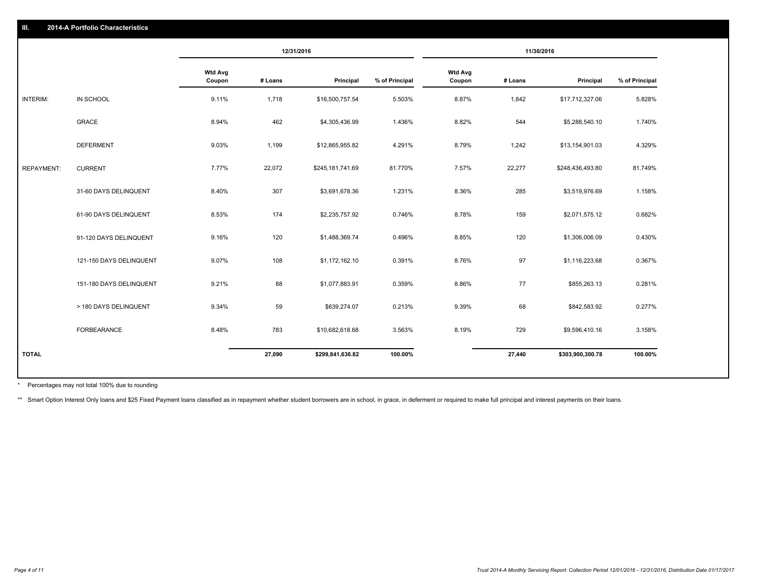## III. 2014-A Portfolio Characteristics

| | | 12/31/2016 | | | | 11/30/2016 | | | |
|---|---|---|---|---|---|---|---|---|---|
| | | Wtd Avg Coupon | # Loans | Principal | % of Principal | Wtd Avg Coupon | # Loans | Principal | % of Principal |
| INTERIM: | IN SCHOOL | 9.11% | 1,718 | $16,500,757.54 | 5.503% | 8.87% | 1,842 | $17,712,327.06 | 5.828% |
| | GRACE | 8.94% | 462 | $4,305,436.99 | 1.436% | 8.82% | 544 | $5,288,540.10 | 1.740% |
| | DEFERMENT | 9.03% | 1,199 | $12,865,955.82 | 4.291% | 8.79% | 1,242 | $13,154,901.03 | 4.329% |
| REPAYMENT: | CURRENT | 7.77% | 22,072 | $245,181,741.69 | 81.770% | 7.57% | 22,277 | $248,436,493.80 | 81.749% |
| | 31-60 DAYS DELINQUENT | 8.40% | 307 | $3,691,678.36 | 1.231% | 8.36% | 285 | $3,519,976.69 | 1.158% |
| | 61-90 DAYS DELINQUENT | 8.53% | 174 | $2,235,757.92 | 0.746% | 8.78% | 159 | $2,071,575.12 | 0.682% |
| | 91-120 DAYS DELINQUENT | 9.16% | 120 | $1,488,369.74 | 0.496% | 8.85% | 120 | $1,306,006.09 | 0.430% |
| | 121-150 DAYS DELINQUENT | 9.07% | 108 | $1,172,162.10 | 0.391% | 8.76% | 97 | $1,116,223.68 | 0.367% |
| | 151-180 DAYS DELINQUENT | 9.21% | 88 | $1,077,883.91 | 0.359% | 8.86% | 77 | $855,263.13 | 0.281% |
| | > 180 DAYS DELINQUENT | 9.34% | 59 | $639,274.07 | 0.213% | 9.39% | 68 | $842,583.92 | 0.277% |
| | FORBEARANCE | 8.48% | 783 | $10,682,618.68 | 3.563% | 8.19% | 729 | $9,596,410.16 | 3.158% |
| TOTAL | | | 27,090 | $299,841,636.82 | 100.00% | | 27,440 | $303,900,300.78 | 100.00% |

* Percentages may not total 100% due to rounding

** Smart Option Interest Only loans and $25 Fixed Payment loans classified as in repayment whether student borrowers are in school, in grace, in deferment or required to make full principal and interest payments on their loans.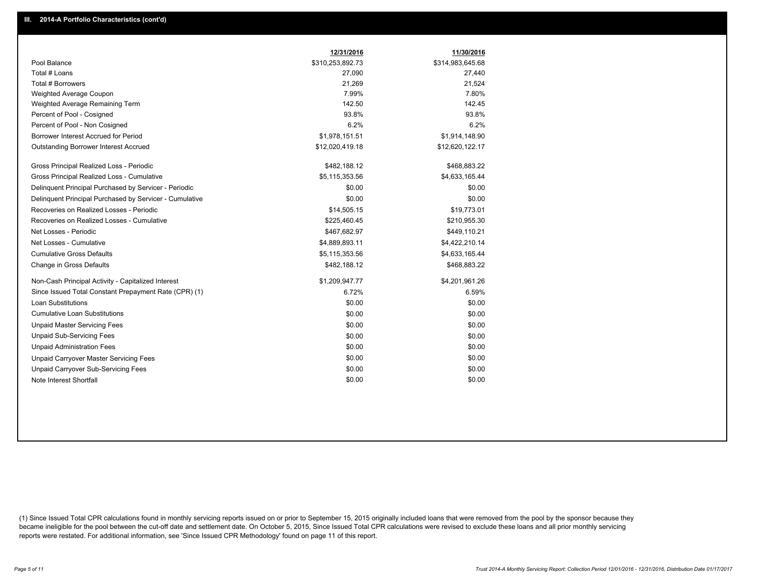## III. 2014-A Portfolio Characteristics (cont'd)

| | 12/31/2016 | 11/30/2016 |
|---|---|---|
| Pool Balance | $310,253,892.73 | $314,983,645.68 |
| Total # Loans | 27,090 | 27,440 |
| Total # Borrowers | 21,269 | 21,524 |
| Weighted Average Coupon | 7.99% | 7.80% |
| Weighted Average Remaining Term | 142.50 | 142.45 |
| Percent of Pool - Cosigned | 93.8% | 93.8% |
| Percent of Pool - Non Cosigned | 6.2% | 6.2% |
| Borrower Interest Accrued for Period | $1,978,151.51 | $1,914,148.90 |
| Outstanding Borrower Interest Accrued | $12,020,419.18 | $12,620,122.17 |
| Gross Principal Realized Loss - Periodic | $482,188.12 | $468,883.22 |
| Gross Principal Realized Loss - Cumulative | $5,115,353.56 | $4,633,165.44 |
| Delinquent Principal Purchased by Servicer - Periodic | $0.00 | $0.00 |
| Delinquent Principal Purchased by Servicer - Cumulative | $0.00 | $0.00 |
| Recoveries on Realized Losses - Periodic | $14,505.15 | $19,773.01 |
| Recoveries on Realized Losses - Cumulative | $225,460.45 | $210,955.30 |
| Net Losses - Periodic | $467,682.97 | $449,110.21 |
| Net Losses - Cumulative | $4,889,893.11 | $4,422,210.14 |
| Cumulative Gross Defaults | $5,115,353.56 | $4,633,165.44 |
| Change in Gross Defaults | $482,188.12 | $468,883.22 |
| Non-Cash Principal Activity - Capitalized Interest | $1,209,947.77 | $4,201,961.26 |
| Since Issued Total Constant Prepayment Rate (CPR) (1) | 6.72% | 6.59% |
| Loan Substitutions | $0.00 | $0.00 |
| Cumulative Loan Substitutions | $0.00 | $0.00 |
| Unpaid Master Servicing Fees | $0.00 | $0.00 |
| Unpaid Sub-Servicing Fees | $0.00 | $0.00 |
| Unpaid Administration Fees | $0.00 | $0.00 |
| Unpaid Carryover Master Servicing Fees | $0.00 | $0.00 |
| Unpaid Carryover Sub-Servicing Fees | $0.00 | $0.00 |
| Note Interest Shortfall | $0.00 | $0.00 |

(1) Since Issued Total CPR calculations found in monthly servicing reports issued on or prior to September 15, 2015 originally included loans that were removed from the pool by the sponsor because they became ineligible for the pool between the cut-off date and settlement date. On October 5, 2015, Since Issued Total CPR calculations were revised to exclude these loans and all prior monthly servicing reports were restated. For additional information, see 'Since Issued CPR Methodology' found on page 11 of this report.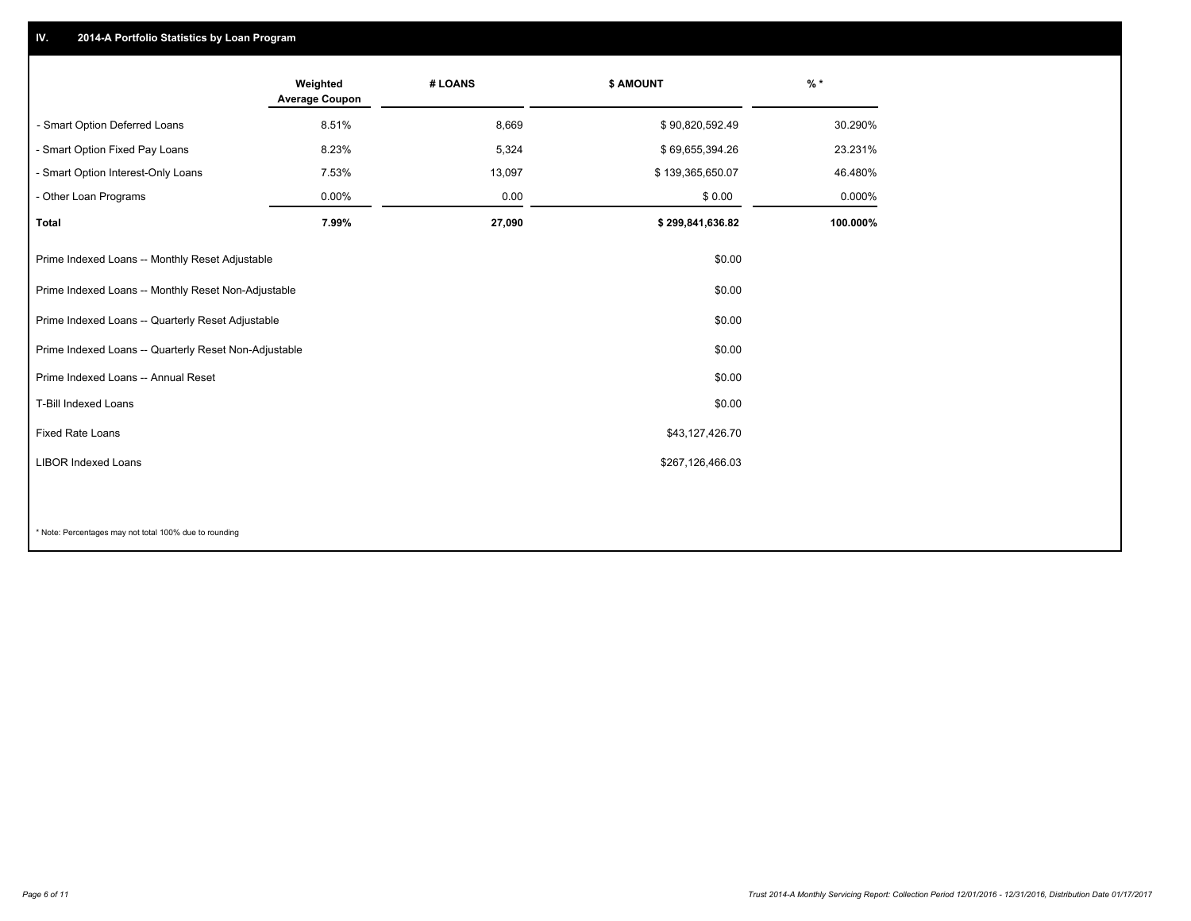## IV. 2014-A Portfolio Statistics by Loan Program

| | Weighted Average Coupon | # LOANS | $ AMOUNT | % * |
|---|---|---|---|---|
| - Smart Option Deferred Loans | 8.51% | 8,669 | $ 90,820,592.49 | 30.290% |
| - Smart Option Fixed Pay Loans | 8.23% | 5,324 | $ 69,655,394.26 | 23.231% |
| - Smart Option Interest-Only Loans | 7.53% | 13,097 | $ 139,365,650.07 | 46.480% |
| - Other Loan Programs | 0.00% | 0.00 | $ 0.00 | 0.000% |
| **Total** | **7.99%** | **27,090** | **$ 299,841,636.82** | **100.000%** |

| | |
|---|---|
| Prime Indexed Loans -- Monthly Reset Adjustable | $0.00 |
| Prime Indexed Loans -- Monthly Reset Non-Adjustable | $0.00 |
| Prime Indexed Loans -- Quarterly Reset Adjustable | $0.00 |
| Prime Indexed Loans -- Quarterly Reset Non-Adjustable | $0.00 |
| Prime Indexed Loans -- Annual Reset | $0.00 |
| T-Bill Indexed Loans | $0.00 |
| Fixed Rate Loans | $43,127,426.70 |
| LIBOR Indexed Loans | $267,126,466.03 |

* Note: Percentages may not total 100% due to rounding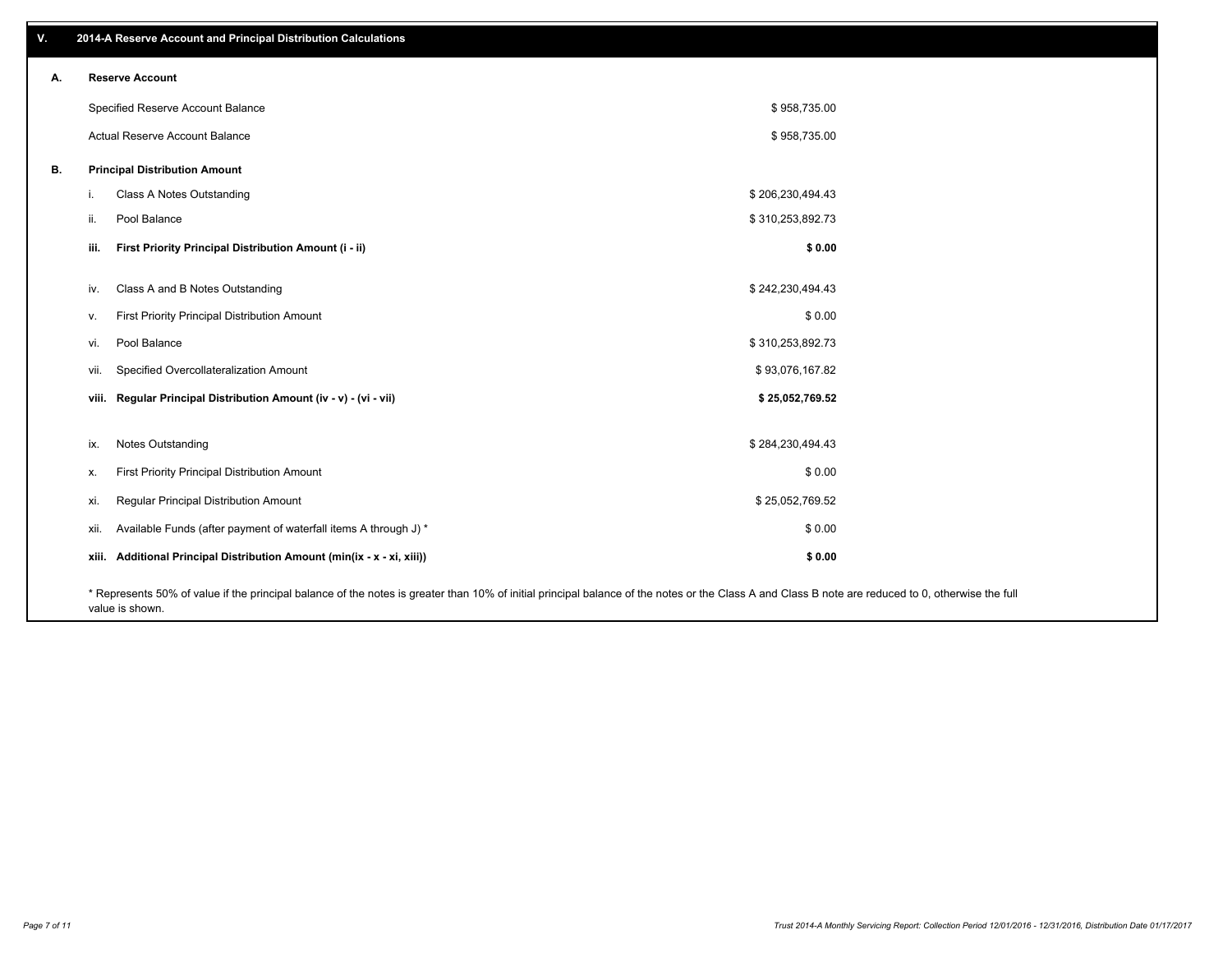## V. 2014-A Reserve Account and Principal Distribution Calculations

### A. Reserve Account

| | |
|---|---|
| Specified Reserve Account Balance | $ 958,735.00 |
| Actual Reserve Account Balance | $ 958,735.00 |

### B. Principal Distribution Amount

| | | |
|---|---|---|
| i. | Class A Notes Outstanding | $ 206,230,494.43 |
| ii. | Pool Balance | $ 310,253,892.73 |
| **iii.** | **First Priority Principal Distribution Amount (i - ii)** | **$ 0.00** |
| iv. | Class A and B Notes Outstanding | $ 242,230,494.43 |
| v. | First Priority Principal Distribution Amount | $ 0.00 |
| vi. | Pool Balance | $ 310,253,892.73 |
| vii. | Specified Overcollateralization Amount | $ 93,076,167.82 |
| **viii.** | **Regular Principal Distribution Amount (iv - v) - (vi - vii)** | **$ 25,052,769.52** |
| ix. | Notes Outstanding | $ 284,230,494.43 |
| x. | First Priority Principal Distribution Amount | $ 0.00 |
| xi. | Regular Principal Distribution Amount | $ 25,052,769.52 |
| xii. | Available Funds (after payment of waterfall items A through J) * | $ 0.00 |
| **xiii.** | **Additional Principal Distribution Amount (min(ix - x - xi, xiii))** | **$ 0.00** |

* Represents 50% of value if the principal balance of the notes is greater than 10% of initial principal balance of the notes or the Class A and Class B note are reduced to 0, otherwise the full value is shown.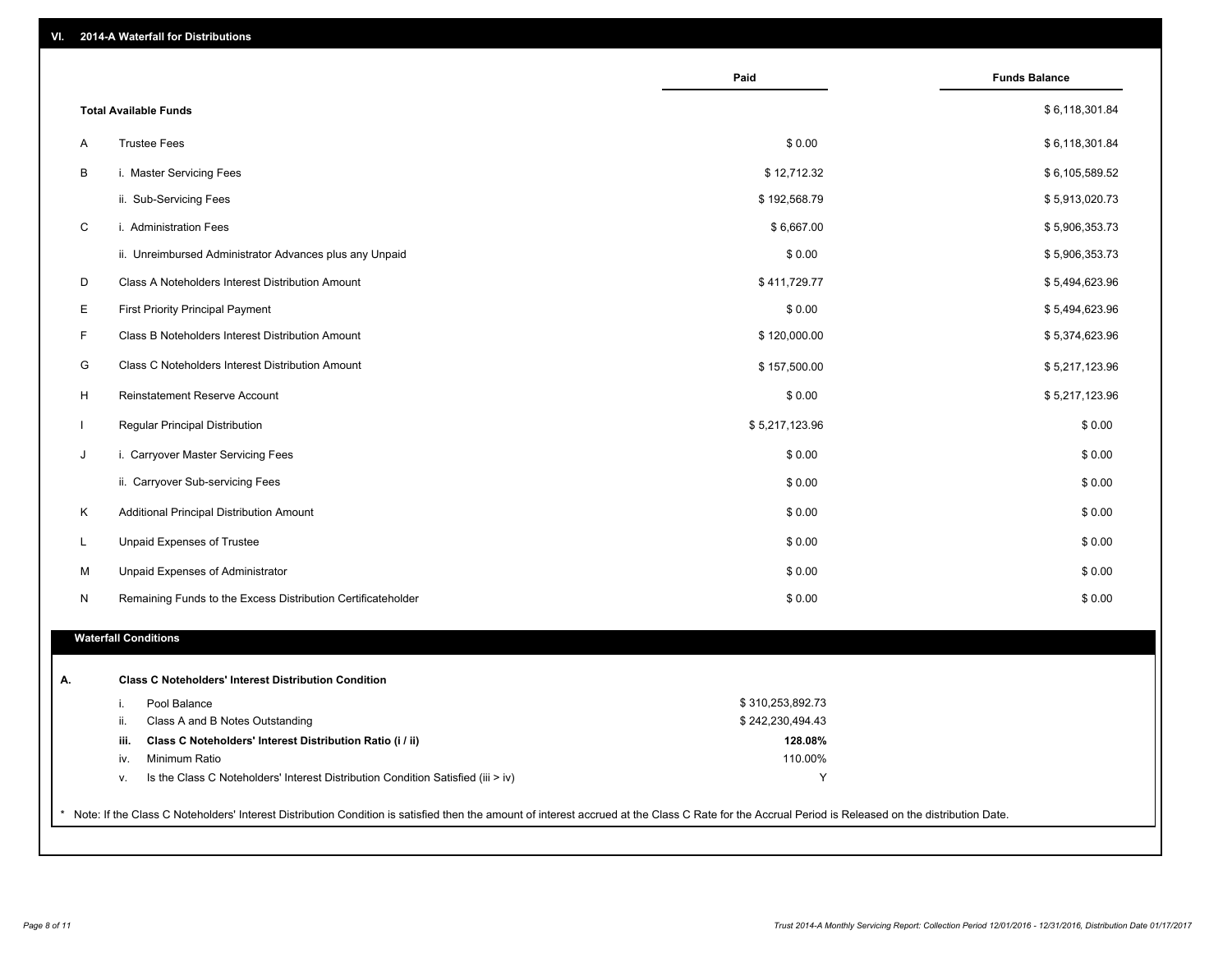## VI. 2014-A Waterfall for Distributions

| | | Paid | Funds Balance |
|---|---|---|---|
| | **Total Available Funds** | | $ 6,118,301.84 |
| A | Trustee Fees | $ 0.00 | $ 6,118,301.84 |
| B | i. Master Servicing Fees | $ 12,712.32 | $ 6,105,589.52 |
| | ii. Sub-Servicing Fees | $ 192,568.79 | $ 5,913,020.73 |
| C | i. Administration Fees | $ 6,667.00 | $ 5,906,353.73 |
| | ii. Unreimbursed Administrator Advances plus any Unpaid | $ 0.00 | $ 5,906,353.73 |
| D | Class A Noteholders Interest Distribution Amount | $ 411,729.77 | $ 5,494,623.96 |
| E | First Priority Principal Payment | $ 0.00 | $ 5,494,623.96 |
| F | Class B Noteholders Interest Distribution Amount | $ 120,000.00 | $ 5,374,623.96 |
| G | Class C Noteholders Interest Distribution Amount | $ 157,500.00 | $ 5,217,123.96 |
| H | Reinstatement Reserve Account | $ 0.00 | $ 5,217,123.96 |
| I | Regular Principal Distribution | $ 5,217,123.96 | $ 0.00 |
| J | i. Carryover Master Servicing Fees | $ 0.00 | $ 0.00 |
| | ii. Carryover Sub-servicing Fees | $ 0.00 | $ 0.00 |
| K | Additional Principal Distribution Amount | $ 0.00 | $ 0.00 |
| L | Unpaid Expenses of Trustee | $ 0.00 | $ 0.00 |
| M | Unpaid Expenses of Administrator | $ 0.00 | $ 0.00 |
| N | Remaining Funds to the Excess Distribution Certificateholder | $ 0.00 | $ 0.00 |

### Waterfall Conditions

**A. Class C Noteholders' Interest Distribution Condition**

| | | |
|---|---|---|
| i. | Pool Balance | $ 310,253,892.73 |
| ii. | Class A and B Notes Outstanding | $ 242,230,494.43 |
| **iii.** | **Class C Noteholders' Interest Distribution Ratio (i / ii)** | **128.08%** |
| iv. | Minimum Ratio | 110.00% |
| v. | Is the Class C Noteholders' Interest Distribution Condition Satisfied (iii > iv) | Y |

* Note: If the Class C Noteholders' Interest Distribution Condition is satisfied then the amount of interest accrued at the Class C Rate for the Accrual Period is Released on the distribution Date.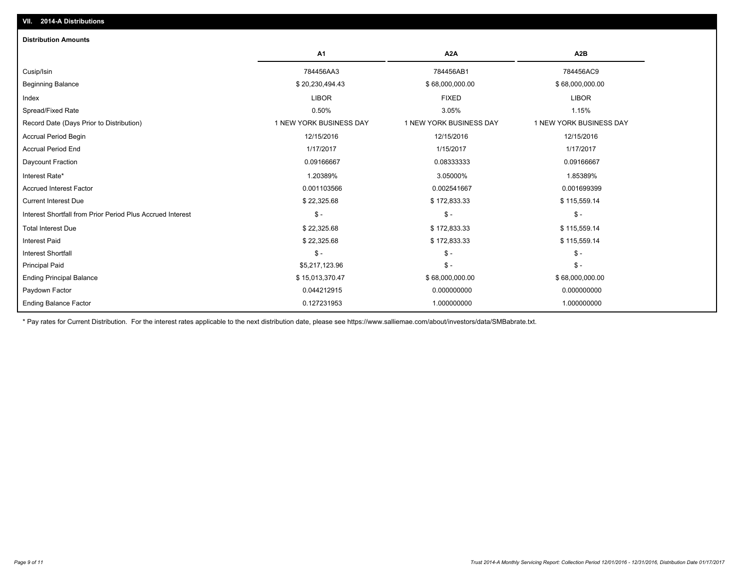## VII. 2014-A Distributions

### Distribution Amounts

| | A1 | A2A | A2B |
|---|---|---|---|
| Cusip/Isin | 784456AA3 | 784456AB1 | 784456AC9 |
| Beginning Balance | $ 20,230,494.43 | $ 68,000,000.00 | $ 68,000,000.00 |
| Index | LIBOR | FIXED | LIBOR |
| Spread/Fixed Rate | 0.50% | 3.05% | 1.15% |
| Record Date (Days Prior to Distribution) | 1 NEW YORK BUSINESS DAY | 1 NEW YORK BUSINESS DAY | 1 NEW YORK BUSINESS DAY |
| Accrual Period Begin | 12/15/2016 | 12/15/2016 | 12/15/2016 |
| Accrual Period End | 1/17/2017 | 1/15/2017 | 1/17/2017 |
| Daycount Fraction | 0.09166667 | 0.08333333 | 0.09166667 |
| Interest Rate* | 1.20389% | 3.05000% | 1.85389% |
| Accrued Interest Factor | 0.001103566 | 0.002541667 | 0.001699399 |
| Current Interest Due | $ 22,325.68 | $ 172,833.33 | $ 115,559.14 |
| Interest Shortfall from Prior Period Plus Accrued Interest | $ - | $ - | $ - |
| Total Interest Due | $ 22,325.68 | $ 172,833.33 | $ 115,559.14 |
| Interest Paid | $ 22,325.68 | $ 172,833.33 | $ 115,559.14 |
| Interest Shortfall | $ - | $ - | $ - |
| Principal Paid | $5,217,123.96 | $ - | $ - |
| Ending Principal Balance | $ 15,013,370.47 | $ 68,000,000.00 | $ 68,000,000.00 |
| Paydown Factor | 0.044212915 | 0.000000000 | 0.000000000 |
| Ending Balance Factor | 0.127231953 | 1.000000000 | 1.000000000 |

* Pay rates for Current Distribution. For the interest rates applicable to the next distribution date, please see https://www.salliemae.com/about/investors/data/SMBabrate.txt.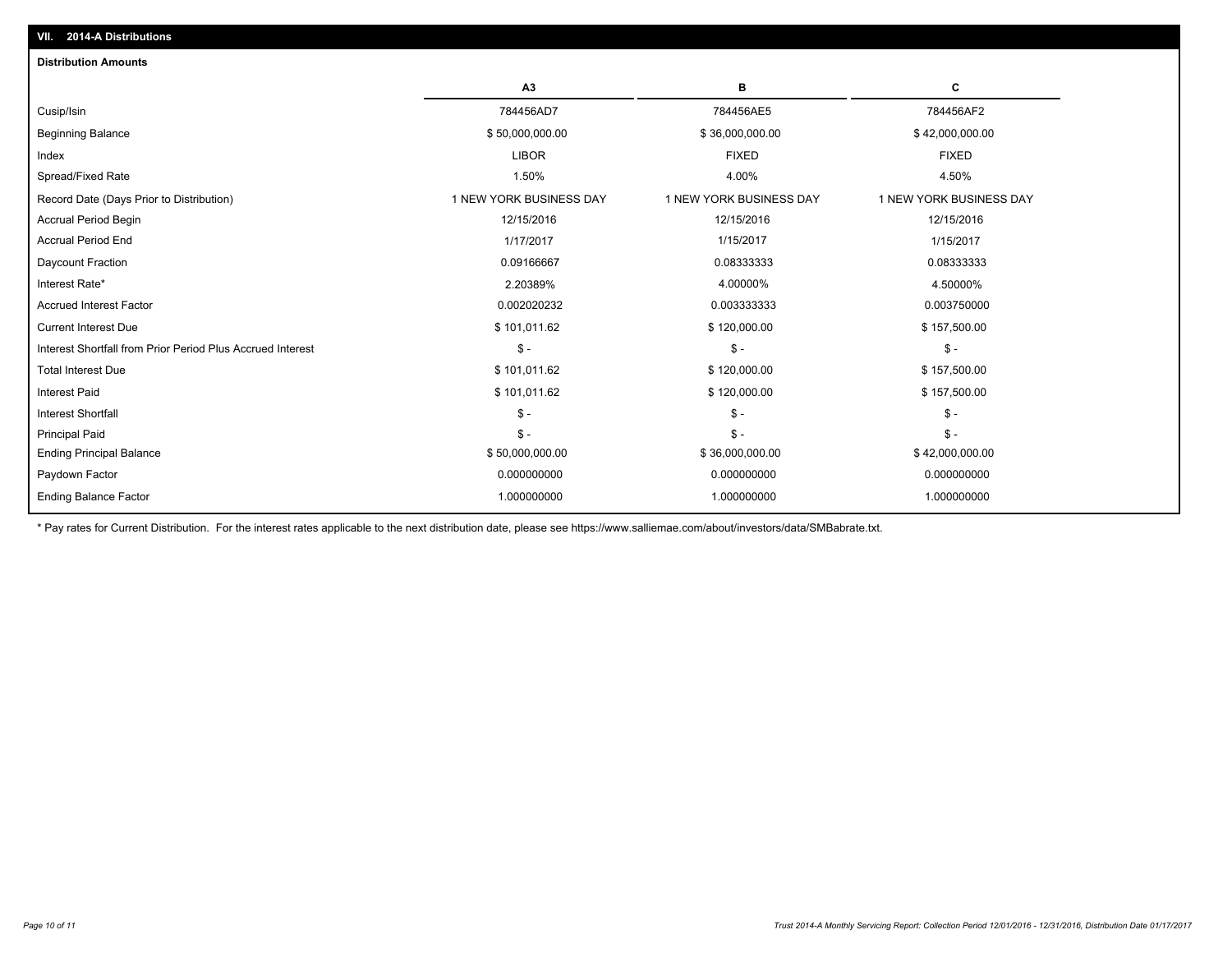## VII. 2014-A Distributions

### Distribution Amounts

| | A3 | B | C |
|---|---|---|---|
| Cusip/Isin | 784456AD7 | 784456AE5 | 784456AF2 |
| Beginning Balance | $ 50,000,000.00 | $ 36,000,000.00 | $ 42,000,000.00 |
| Index | LIBOR | FIXED | FIXED |
| Spread/Fixed Rate | 1.50% | 4.00% | 4.50% |
| Record Date (Days Prior to Distribution) | 1 NEW YORK BUSINESS DAY | 1 NEW YORK BUSINESS DAY | 1 NEW YORK BUSINESS DAY |
| Accrual Period Begin | 12/15/2016 | 12/15/2016 | 12/15/2016 |
| Accrual Period End | 1/17/2017 | 1/15/2017 | 1/15/2017 |
| Daycount Fraction | 0.09166667 | 0.08333333 | 0.08333333 |
| Interest Rate* | 2.20389% | 4.00000% | 4.50000% |
| Accrued Interest Factor | 0.002020232 | 0.003333333 | 0.003750000 |
| Current Interest Due | $ 101,011.62 | $ 120,000.00 | $ 157,500.00 |
| Interest Shortfall from Prior Period Plus Accrued Interest | $ - | $ - | $ - |
| Total Interest Due | $ 101,011.62 | $ 120,000.00 | $ 157,500.00 |
| Interest Paid | $ 101,011.62 | $ 120,000.00 | $ 157,500.00 |
| Interest Shortfall | $ - | $ - | $ - |
| Principal Paid | $ - | $ - | $ - |
| Ending Principal Balance | $ 50,000,000.00 | $ 36,000,000.00 | $ 42,000,000.00 |
| Paydown Factor | 0.000000000 | 0.000000000 | 0.000000000 |
| Ending Balance Factor | 1.000000000 | 1.000000000 | 1.000000000 |

* Pay rates for Current Distribution. For the interest rates applicable to the next distribution date, please see https://www.salliemae.com/about/investors/data/SMBabrate.txt.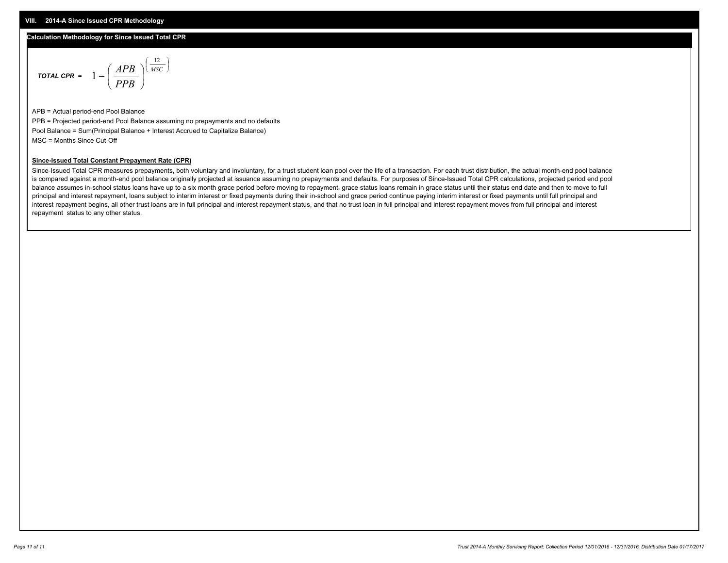## VIII. 2014-A Since Issued CPR Methodology

### Calculation Methodology for Since Issued Total CPR

$$\textbf{TOTAL CPR} = 1 - \left(\frac{APB}{PPB}\right)^{\left(\frac{12}{MSC}\right)}$$

APB = Actual period-end Pool Balance

PPB = Projected period-end Pool Balance assuming no prepayments and no defaults

Pool Balance = Sum(Principal Balance + Interest Accrued to Capitalize Balance)

MSC = Months Since Cut-Off

**Since-Issued Total Constant Prepayment Rate (CPR)**

Since-Issued Total CPR measures prepayments, both voluntary and involuntary, for a trust student loan pool over the life of a transaction. For each trust distribution, the actual month-end pool balance is compared against a month-end pool balance originally projected at issuance assuming no prepayments and defaults. For purposes of Since-Issued Total CPR calculations, projected period end pool balance assumes in-school status loans have up to a six month grace period before moving to repayment, grace status loans remain in grace status until their status end date and then to move to full principal and interest repayment, loans subject to interim interest or fixed payments during their in-school and grace period continue paying interim interest or fixed payments until full principal and interest repayment begins, all other trust loans are in full principal and interest repayment status, and that no trust loan in full principal and interest repayment moves from full principal and interest repayment status to any other status.